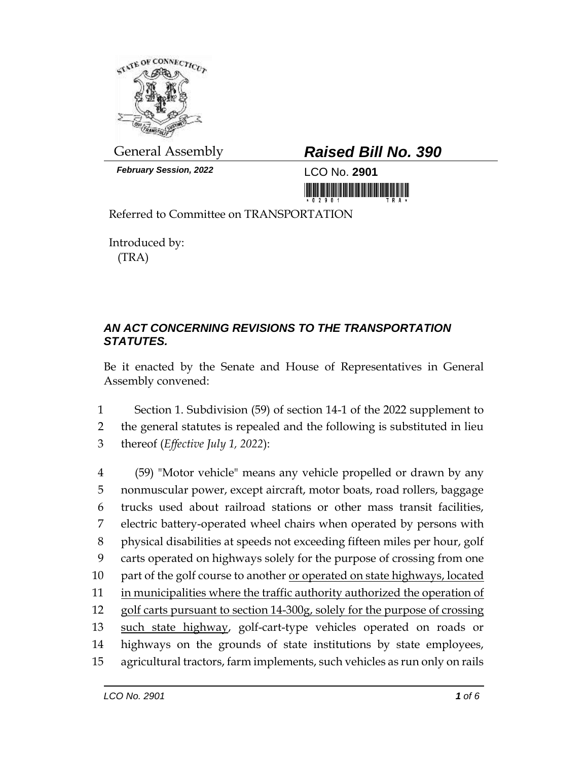General Assembly

***February Session, 2022***

# ***Raised Bill No. 390***

LCO No. **2901**

Referred to Committee on TRANSPORTATION

Introduced by:
(TRA)

## ***AN ACT CONCERNING REVISIONS TO THE TRANSPORTATION STATUTES.***

Be it enacted by the Senate and House of Representatives in General Assembly convened:

1 Section 1. Subdivision (59) of section 14-1 of the 2022 supplement to
2 the general statutes is repealed and the following is substituted in lieu
3 thereof (*Effective July 1, 2022*):

4 (59) "Motor vehicle" means any vehicle propelled or drawn by any
5 nonmuscular power, except aircraft, motor boats, road rollers, baggage
6 trucks used about railroad stations or other mass transit facilities,
7 electric battery-operated wheel chairs when operated by persons with
8 physical disabilities at speeds not exceeding fifteen miles per hour, golf
9 carts operated on highways solely for the purpose of crossing from one
10 part of the golf course to another <u>or operated on state highways, located</u>
11 <u>in municipalities where the traffic authority authorized the operation of</u>
12 <u>golf carts pursuant to section 14-300g, solely for the purpose of crossing</u>
13 <u>such state highway</u>, golf-cart-type vehicles operated on roads or
14 highways on the grounds of state institutions by state employees,
15 agricultural tractors, farm implements, such vehicles as run only on rails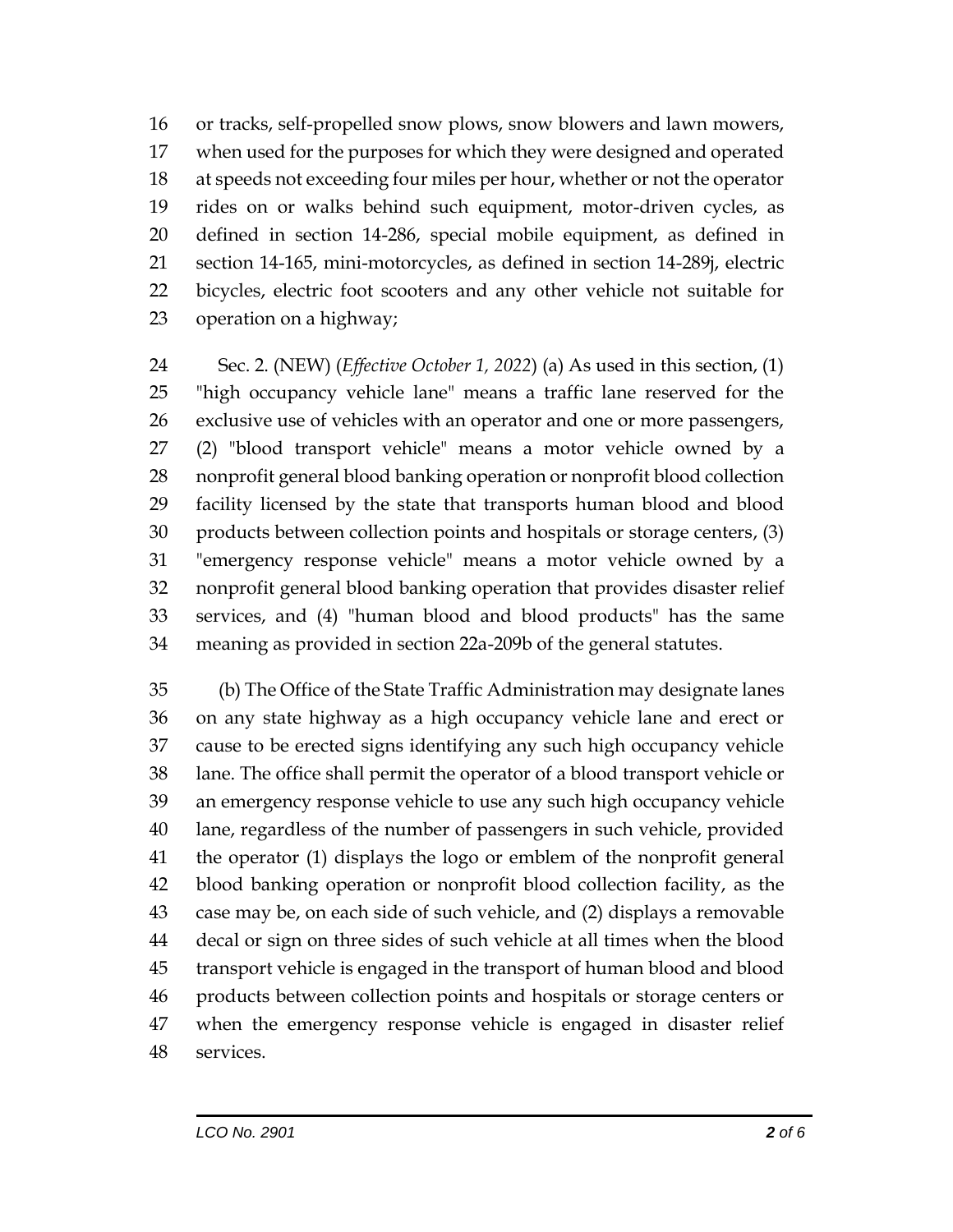16 or tracks, self-propelled snow plows, snow blowers and lawn mowers,
17 when used for the purposes for which they were designed and operated
18 at speeds not exceeding four miles per hour, whether or not the operator
19 rides on or walks behind such equipment, motor-driven cycles, as
20 defined in section 14-286, special mobile equipment, as defined in
21 section 14-165, mini-motorcycles, as defined in section 14-289j, electric
22 bicycles, electric foot scooters and any other vehicle not suitable for
23 operation on a highway;

24 Sec. 2. (NEW) (*Effective October 1, 2022*) (a) As used in this section, (1)
25 "high occupancy vehicle lane" means a traffic lane reserved for the
26 exclusive use of vehicles with an operator and one or more passengers,
27 (2) "blood transport vehicle" means a motor vehicle owned by a
28 nonprofit general blood banking operation or nonprofit blood collection
29 facility licensed by the state that transports human blood and blood
30 products between collection points and hospitals or storage centers, (3)
31 "emergency response vehicle" means a motor vehicle owned by a
32 nonprofit general blood banking operation that provides disaster relief
33 services, and (4) "human blood and blood products" has the same
34 meaning as provided in section 22a-209b of the general statutes.

35 (b) The Office of the State Traffic Administration may designate lanes
36 on any state highway as a high occupancy vehicle lane and erect or
37 cause to be erected signs identifying any such high occupancy vehicle
38 lane. The office shall permit the operator of a blood transport vehicle or
39 an emergency response vehicle to use any such high occupancy vehicle
40 lane, regardless of the number of passengers in such vehicle, provided
41 the operator (1) displays the logo or emblem of the nonprofit general
42 blood banking operation or nonprofit blood collection facility, as the
43 case may be, on each side of such vehicle, and (2) displays a removable
44 decal or sign on three sides of such vehicle at all times when the blood
45 transport vehicle is engaged in the transport of human blood and blood
46 products between collection points and hospitals or storage centers or
47 when the emergency response vehicle is engaged in disaster relief
48 services.

LCO No. 2901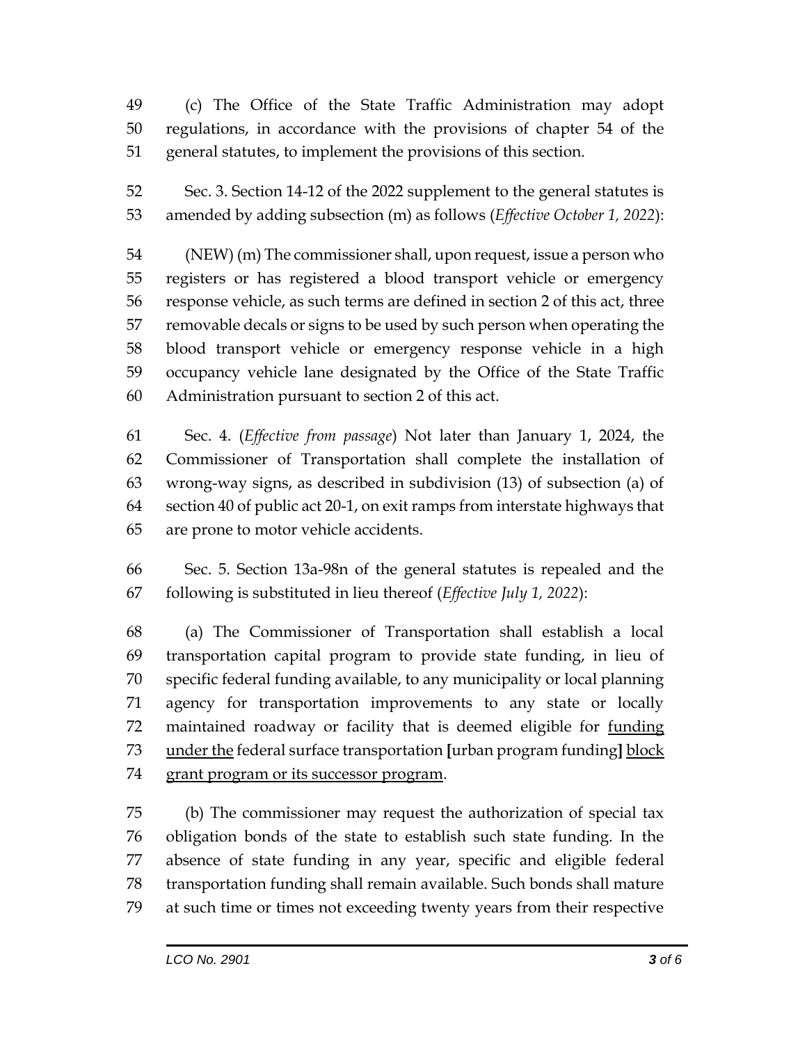(c) The Office of the State Traffic Administration may adopt regulations, in accordance with the provisions of chapter 54 of the general statutes, to implement the provisions of this section.

Sec. 3. Section 14-12 of the 2022 supplement to the general statutes is amended by adding subsection (m) as follows (*Effective October 1, 2022*):

(NEW) (m) The commissioner shall, upon request, issue a person who registers or has registered a blood transport vehicle or emergency response vehicle, as such terms are defined in section 2 of this act, three removable decals or signs to be used by such person when operating the blood transport vehicle or emergency response vehicle in a high occupancy vehicle lane designated by the Office of the State Traffic Administration pursuant to section 2 of this act.

Sec. 4. (*Effective from passage*) Not later than January 1, 2024, the Commissioner of Transportation shall complete the installation of wrong-way signs, as described in subdivision (13) of subsection (a) of section 40 of public act 20-1, on exit ramps from interstate highways that are prone to motor vehicle accidents.

Sec. 5. Section 13a-98n of the general statutes is repealed and the following is substituted in lieu thereof (*Effective July 1, 2022*):

(a) The Commissioner of Transportation shall establish a local transportation capital program to provide state funding, in lieu of specific federal funding available, to any municipality or local planning agency for transportation improvements to any state or locally maintained roadway or facility that is deemed eligible for <u>funding under the</u> federal surface transportation **[**urban program funding**]** <u>block grant program or its successor program</u>.

(b) The commissioner may request the authorization of special tax obligation bonds of the state to establish such state funding. In the absence of state funding in any year, specific and eligible federal transportation funding shall remain available. Such bonds shall mature at such time or times not exceeding twenty years from their respective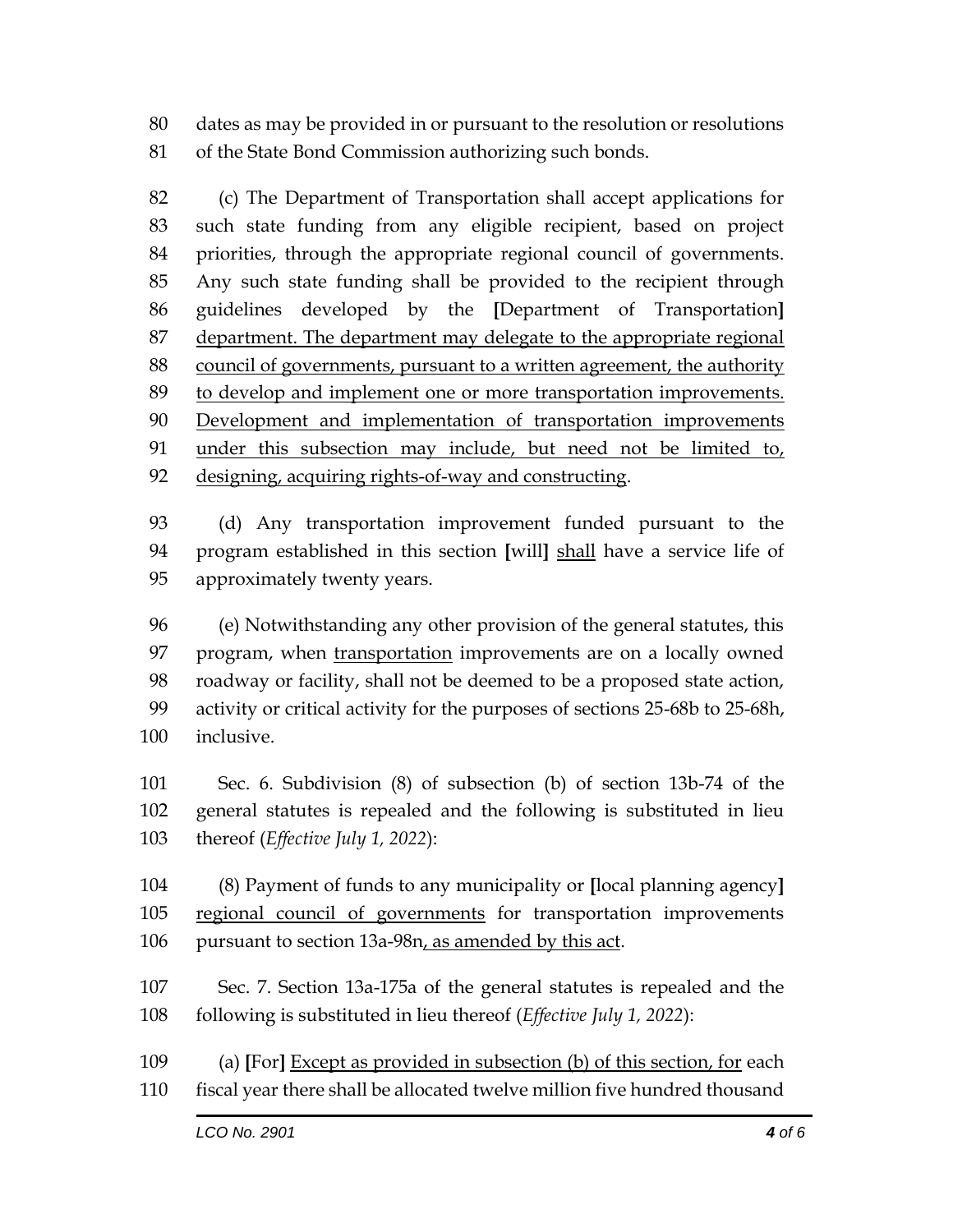dates as may be provided in or pursuant to the resolution or resolutions of the State Bond Commission authorizing such bonds.

(c) The Department of Transportation shall accept applications for such state funding from any eligible recipient, based on project priorities, through the appropriate regional council of governments. Any such state funding shall be provided to the recipient through guidelines developed by the [Department of Transportation] department. The department may delegate to the appropriate regional council of governments, pursuant to a written agreement, the authority to develop and implement one or more transportation improvements. Development and implementation of transportation improvements under this subsection may include, but need not be limited to, designing, acquiring rights-of-way and constructing.

(d) Any transportation improvement funded pursuant to the program established in this section [will] shall have a service life of approximately twenty years.

(e) Notwithstanding any other provision of the general statutes, this program, when transportation improvements are on a locally owned roadway or facility, shall not be deemed to be a proposed state action, activity or critical activity for the purposes of sections 25-68b to 25-68h, inclusive.

Sec. 6. Subdivision (8) of subsection (b) of section 13b-74 of the general statutes is repealed and the following is substituted in lieu thereof (*Effective July 1, 2022*):

(8) Payment of funds to any municipality or [local planning agency] regional council of governments for transportation improvements pursuant to section 13a-98n, as amended by this act.

Sec. 7. Section 13a-175a of the general statutes is repealed and the following is substituted in lieu thereof (*Effective July 1, 2022*):

(a) [For] Except as provided in subsection (b) of this section, for each fiscal year there shall be allocated twelve million five hundred thousand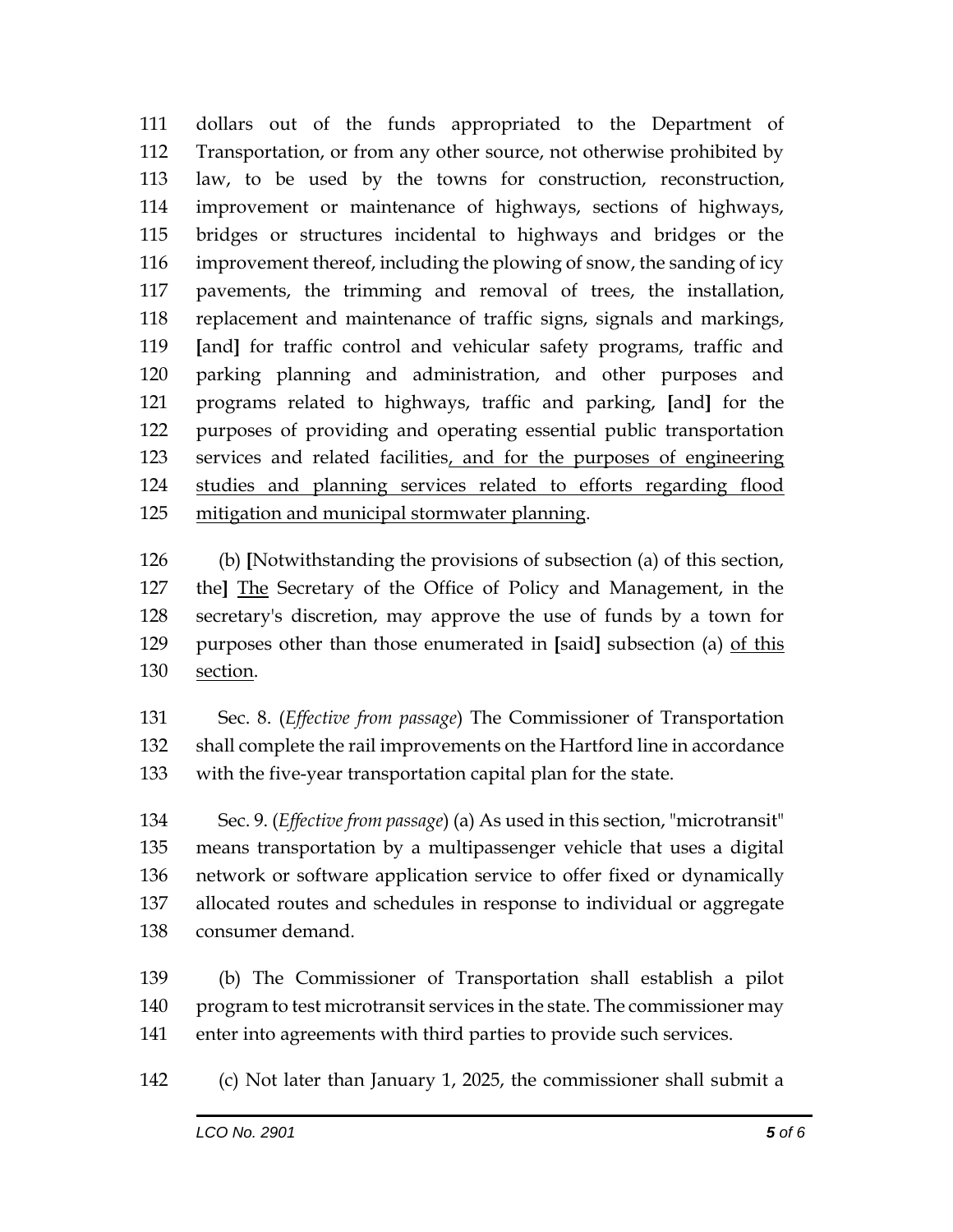111 dollars out of the funds appropriated to the Department of
112 Transportation, or from any other source, not otherwise prohibited by
113 law, to be used by the towns for construction, reconstruction,
114 improvement or maintenance of highways, sections of highways,
115 bridges or structures incidental to highways and bridges or the
116 improvement thereof, including the plowing of snow, the sanding of icy
117 pavements, the trimming and removal of trees, the installation,
118 replacement and maintenance of traffic signs, signals and markings,
119 **[**and**]** for traffic control and vehicular safety programs, traffic and
120 parking planning and administration, and other purposes and
121 programs related to highways, traffic and parking, **[**and**]** for the
122 purposes of providing and operating essential public transportation
123 services and related facilities<u>, and for the purposes of engineering</u>
124 <u>studies and planning services related to efforts regarding flood</u>
125 <u>mitigation and municipal stormwater planning</u>.

126 (b) **[**Notwithstanding the provisions of subsection (a) of this section,
127 the**]** <u>The</u> Secretary of the Office of Policy and Management, in the
128 secretary's discretion, may approve the use of funds by a town for
129 purposes other than those enumerated in **[**said**]** subsection (a) <u>of this</u>
130 <u>section</u>.

131 Sec. 8. (*Effective from passage*) The Commissioner of Transportation
132 shall complete the rail improvements on the Hartford line in accordance
133 with the five-year transportation capital plan for the state.

134 Sec. 9. (*Effective from passage*) (a) As used in this section, "microtransit"
135 means transportation by a multipassenger vehicle that uses a digital
136 network or software application service to offer fixed or dynamically
137 allocated routes and schedules in response to individual or aggregate
138 consumer demand.

139 (b) The Commissioner of Transportation shall establish a pilot
140 program to test microtransit services in the state. The commissioner may
141 enter into agreements with third parties to provide such services.

142 (c) Not later than January 1, 2025, the commissioner shall submit a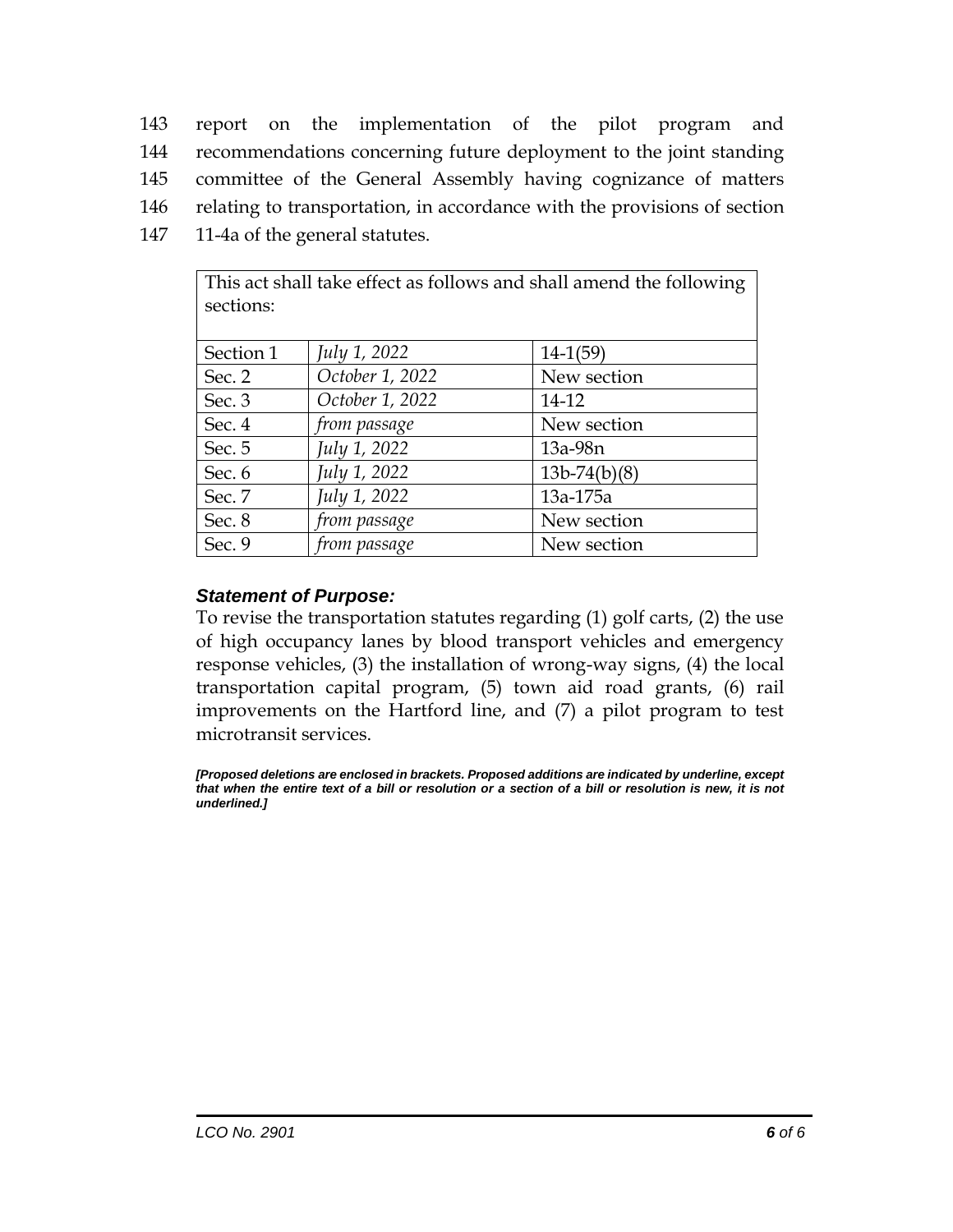143 report on the implementation of the pilot program and
144 recommendations concerning future deployment to the joint standing
145 committee of the General Assembly having cognizance of matters
146 relating to transportation, in accordance with the provisions of section
147 11-4a of the general statutes.

| This act shall take effect as follows and shall amend the following sections: | | |
|---|---|---|
| Section 1 | *July 1, 2022* | 14-1(59) |
| Sec. 2 | *October 1, 2022* | New section |
| Sec. 3 | *October 1, 2022* | 14-12 |
| Sec. 4 | *from passage* | New section |
| Sec. 5 | *July 1, 2022* | 13a-98n |
| Sec. 6 | *July 1, 2022* | 13b-74(b)(8) |
| Sec. 7 | *July 1, 2022* | 13a-175a |
| Sec. 8 | *from passage* | New section |
| Sec. 9 | *from passage* | New section |

***Statement of Purpose:***

To revise the transportation statutes regarding (1) golf carts, (2) the use of high occupancy lanes by blood transport vehicles and emergency response vehicles, (3) the installation of wrong-way signs, (4) the local transportation capital program, (5) town aid road grants, (6) rail improvements on the Hartford line, and (7) a pilot program to test microtransit services.

***[Proposed deletions are enclosed in brackets. Proposed additions are indicated by underline, except that when the entire text of a bill or resolution or a section of a bill or resolution is new, it is not underlined.]***